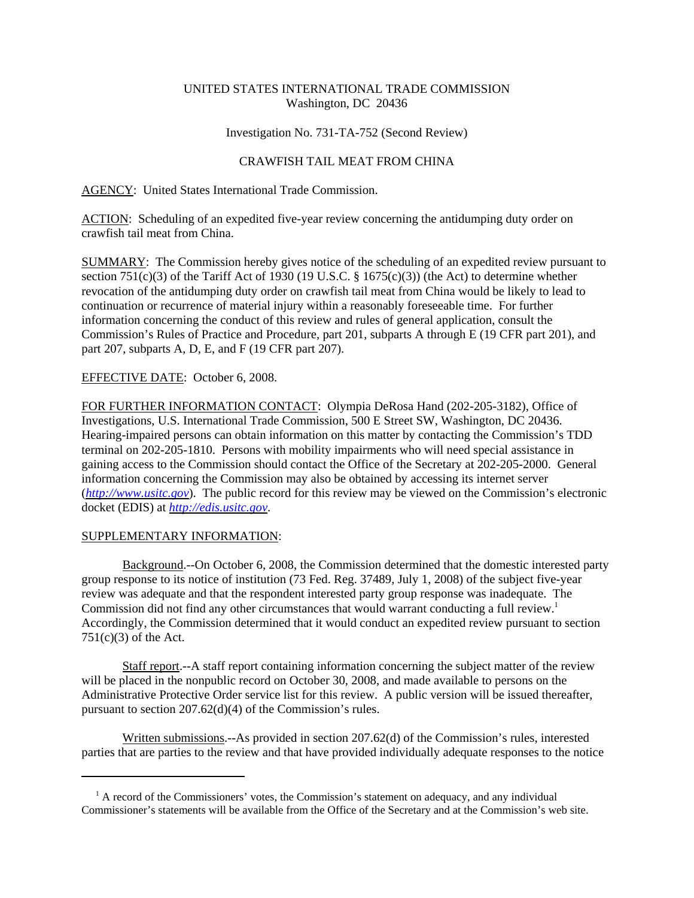UNITED STATES INTERNATIONAL TRADE COMMISSION
Washington, DC 20436

Investigation No. 731-TA-752 (Second Review)

CRAWFISH TAIL MEAT FROM CHINA

AGENCY: United States International Trade Commission.

ACTION: Scheduling of an expedited five-year review concerning the antidumping duty order on crawfish tail meat from China.

SUMMARY: The Commission hereby gives notice of the scheduling of an expedited review pursuant to section 751(c)(3) of the Tariff Act of 1930 (19 U.S.C. § 1675(c)(3)) (the Act) to determine whether revocation of the antidumping duty order on crawfish tail meat from China would be likely to lead to continuation or recurrence of material injury within a reasonably foreseeable time. For further information concerning the conduct of this review and rules of general application, consult the Commission's Rules of Practice and Procedure, part 201, subparts A through E (19 CFR part 201), and part 207, subparts A, D, E, and F (19 CFR part 207).

EFFECTIVE DATE: October 6, 2008.

FOR FURTHER INFORMATION CONTACT: Olympia DeRosa Hand (202-205-3182), Office of Investigations, U.S. International Trade Commission, 500 E Street SW, Washington, DC 20436. Hearing-impaired persons can obtain information on this matter by contacting the Commission's TDD terminal on 202-205-1810. Persons with mobility impairments who will need special assistance in gaining access to the Commission should contact the Office of the Secretary at 202-205-2000. General information concerning the Commission may also be obtained by accessing its internet server (*http://www.usitc.gov*). The public record for this review may be viewed on the Commission's electronic docket (EDIS) at *http://edis.usitc.gov*.

SUPPLEMENTARY INFORMATION:

Background.--On October 6, 2008, the Commission determined that the domestic interested party group response to its notice of institution (73 Fed. Reg. 37489, July 1, 2008) of the subject five-year review was adequate and that the respondent interested party group response was inadequate. The Commission did not find any other circumstances that would warrant conducting a full review.[1] Accordingly, the Commission determined that it would conduct an expedited review pursuant to section 751(c)(3) of the Act.

Staff report.--A staff report containing information concerning the subject matter of the review will be placed in the nonpublic record on October 30, 2008, and made available to persons on the Administrative Protective Order service list for this review. A public version will be issued thereafter, pursuant to section 207.62(d)(4) of the Commission's rules.

Written submissions.--As provided in section 207.62(d) of the Commission's rules, interested parties that are parties to the review and that have provided individually adequate responses to the notice

[1] A record of the Commissioners' votes, the Commission's statement on adequacy, and any individual Commissioner's statements will be available from the Office of the Secretary and at the Commission's web site.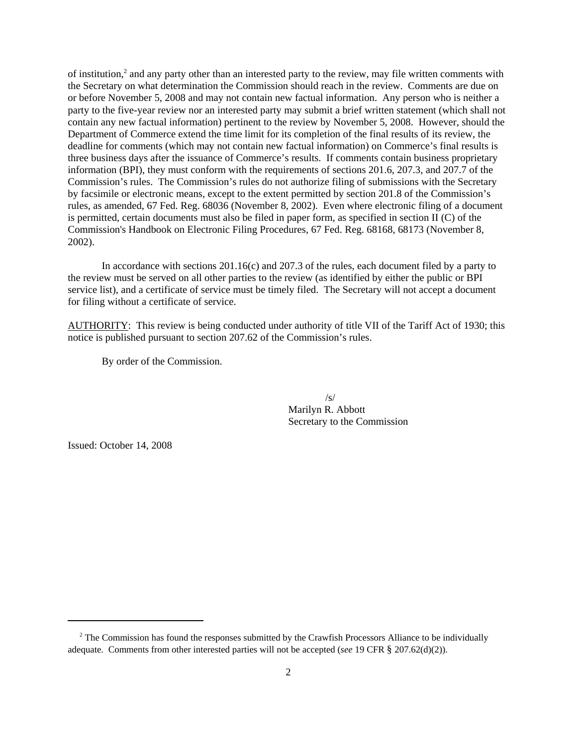of institution,[2] and any party other than an interested party to the review, may file written comments with the Secretary on what determination the Commission should reach in the review. Comments are due on or before November 5, 2008 and may not contain new factual information. Any person who is neither a party to the five-year review nor an interested party may submit a brief written statement (which shall not contain any new factual information) pertinent to the review by November 5, 2008. However, should the Department of Commerce extend the time limit for its completion of the final results of its review, the deadline for comments (which may not contain new factual information) on Commerce's final results is three business days after the issuance of Commerce's results. If comments contain business proprietary information (BPI), they must conform with the requirements of sections 201.6, 207.3, and 207.7 of the Commission's rules. The Commission's rules do not authorize filing of submissions with the Secretary by facsimile or electronic means, except to the extent permitted by section 201.8 of the Commission's rules, as amended, 67 Fed. Reg. 68036 (November 8, 2002). Even where electronic filing of a document is permitted, certain documents must also be filed in paper form, as specified in section II (C) of the Commission's Handbook on Electronic Filing Procedures, 67 Fed. Reg. 68168, 68173 (November 8, 2002).

In accordance with sections 201.16(c) and 207.3 of the rules, each document filed by a party to the review must be served on all other parties to the review (as identified by either the public or BPI service list), and a certificate of service must be timely filed. The Secretary will not accept a document for filing without a certificate of service.

AUTHORITY: This review is being conducted under authority of title VII of the Tariff Act of 1930; this notice is published pursuant to section 207.62 of the Commission's rules.

By order of the Commission.

/s/
Marilyn R. Abbott
Secretary to the Commission

Issued: October 14, 2008

[2] The Commission has found the responses submitted by the Crawfish Processors Alliance to be individually adequate. Comments from other interested parties will not be accepted (*see* 19 CFR § 207.62(d)(2)).